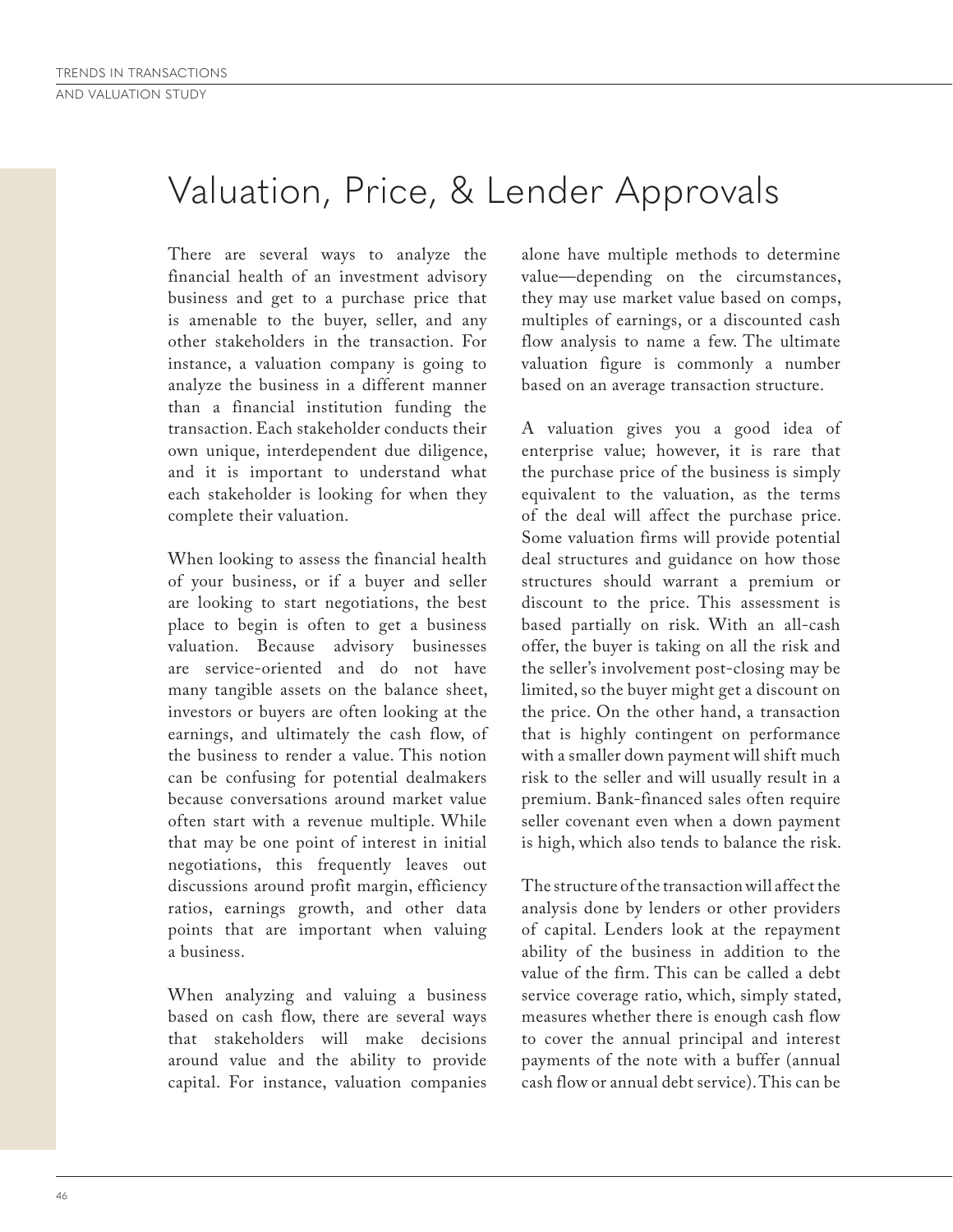# Valuation, Price, & Lender Approvals

There are several ways to analyze the financial health of an investment advisory business and get to a purchase price that is amenable to the buyer, seller, and any other stakeholders in the transaction. For instance, a valuation company is going to analyze the business in a different manner than a financial institution funding the transaction. Each stakeholder conducts their own unique, interdependent due diligence, and it is important to understand what each stakeholder is looking for when they complete their valuation.

When looking to assess the financial health of your business, or if a buyer and seller are looking to start negotiations, the best place to begin is often to get a business valuation. Because advisory businesses are service-oriented and do not have many tangible assets on the balance sheet, investors or buyers are often looking at the earnings, and ultimately the cash flow, of the business to render a value. This notion can be confusing for potential dealmakers because conversations around market value often start with a revenue multiple. While that may be one point of interest in initial negotiations, this frequently leaves out discussions around profit margin, efficiency ratios, earnings growth, and other data points that are important when valuing a business.

When analyzing and valuing a business based on cash flow, there are several ways that stakeholders will make decisions around value and the ability to provide capital. For instance, valuation companies alone have multiple methods to determine value—depending on the circumstances, they may use market value based on comps, multiples of earnings, or a discounted cash flow analysis to name a few. The ultimate valuation figure is commonly a number based on an average transaction structure.

A valuation gives you a good idea of enterprise value; however, it is rare that the purchase price of the business is simply equivalent to the valuation, as the terms of the deal will affect the purchase price. Some valuation firms will provide potential deal structures and guidance on how those structures should warrant a premium or discount to the price. This assessment is based partially on risk. With an all-cash offer, the buyer is taking on all the risk and the seller's involvement post-closing may be limited, so the buyer might get a discount on the price. On the other hand, a transaction that is highly contingent on performance with a smaller down payment will shift much risk to the seller and will usually result in a premium. Bank-financed sales often require seller covenant even when a down payment is high, which also tends to balance the risk.

The structure of the transaction will affect the analysis done by lenders or other providers of capital. Lenders look at the repayment ability of the business in addition to the value of the firm. This can be called a debt service coverage ratio, which, simply stated, measures whether there is enough cash flow to cover the annual principal and interest payments of the note with a buffer (annual cash flow or annual debt service). This can be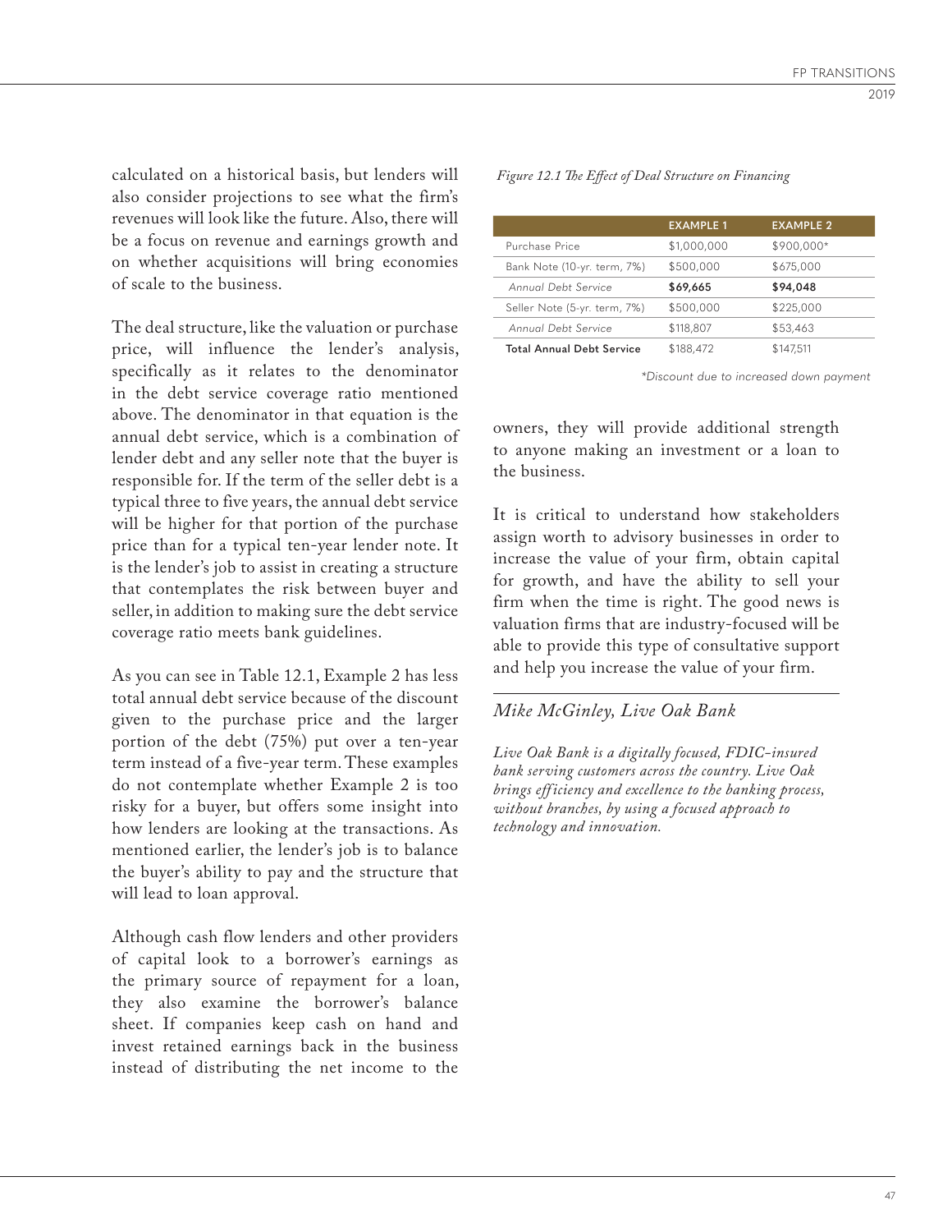calculated on a historical basis, but lenders will also consider projections to see what the firm's revenues will look like the future. Also, there will be a focus on revenue and earnings growth and on whether acquisitions will bring economies of scale to the business.

The deal structure, like the valuation or purchase price, will influence the lender's analysis, specifically as it relates to the denominator in the debt service coverage ratio mentioned above. The denominator in that equation is the annual debt service, which is a combination of lender debt and any seller note that the buyer is responsible for. If the term of the seller debt is a typical three to five years, the annual debt service will be higher for that portion of the purchase price than for a typical ten-year lender note. It is the lender's job to assist in creating a structure that contemplates the risk between buyer and seller, in addition to making sure the debt service coverage ratio meets bank guidelines.

As you can see in Table 12.1, Example 2 has less total annual debt service because of the discount given to the purchase price and the larger portion of the debt (75%) put over a ten-year term instead of a five-year term. These examples do not contemplate whether Example 2 is too risky for a buyer, but offers some insight into how lenders are looking at the transactions. As mentioned earlier, the lender's job is to balance the buyer's ability to pay and the structure that will lead to loan approval.

Although cash flow lenders and other providers of capital look to a borrower's earnings as the primary source of repayment for a loan, they also examine the borrower's balance sheet. If companies keep cash on hand and invest retained earnings back in the business instead of distributing the net income to the owners, they will provide additional strength to anyone making an investment or a loan to the business.

*Figure 12.1 The Effect of Deal Structure on Financing*

| | EXAMPLE 1 | EXAMPLE 2 |
|---|---|---|
| Purchase Price | $1,000,000 | $900,000* |
| Bank Note (10-yr. term, 7%) | $500,000 | $675,000 |
| *Annual Debt Service* | **$69,665** | **$94,048** |
| Seller Note (5-yr. term, 7%) | $500,000 | $225,000 |
| *Annual Debt Service* | $118,807 | $53,463 |
| **Total Annual Debt Service** | $188,472 | $147,511 |

*\*Discount due to increased down payment*

It is critical to understand how stakeholders assign worth to advisory businesses in order to increase the value of your firm, obtain capital for growth, and have the ability to sell your firm when the time is right. The good news is valuation firms that are industry-focused will be able to provide this type of consultative support and help you increase the value of your firm.

*Mike McGinley, Live Oak Bank*

*Live Oak Bank is a digitally focused, FDIC-insured bank serving customers across the country. Live Oak brings efficiency and excellence to the banking process, without branches, by using a focused approach to technology and innovation.*